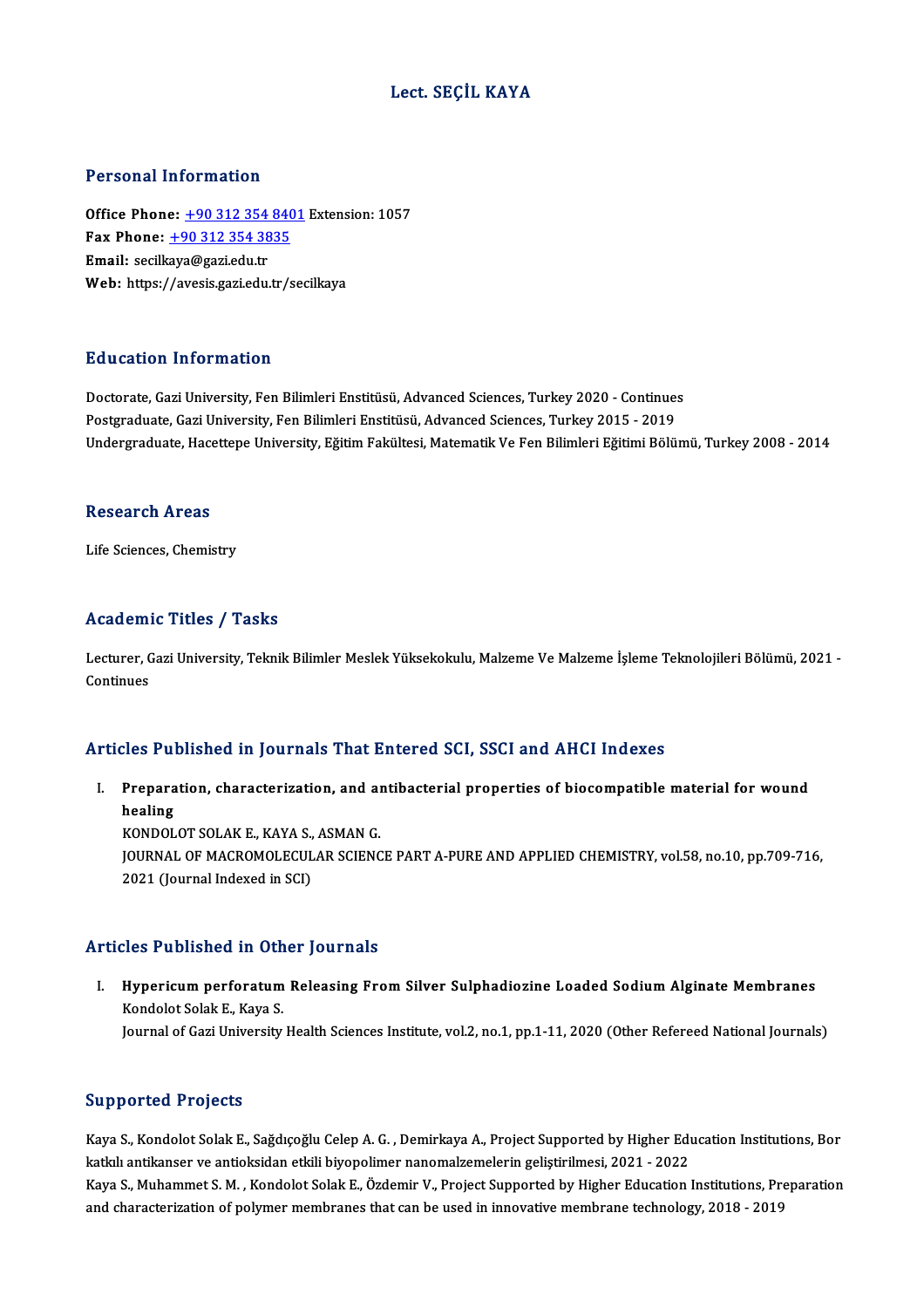# Lect. SEÇİL KAYA

## Personal Information

**Office Phone:** +90 312 354 8401 Extension: 1057
**Fax Phone:** +90 312 354 3835
**Email:** secilkaya@gazi.edu.tr
**Web:** https://avesis.gazi.edu.tr/secilkaya

## Education Information

Doctorate, Gazi University, Fen Bilimleri Enstitüsü, Advanced Sciences, Turkey 2020 - Continues
Postgraduate, Gazi University, Fen Bilimleri Enstitüsü, Advanced Sciences, Turkey 2015 - 2019
Undergraduate, Hacettepe University, Eğitim Fakültesi, Matematik Ve Fen Bilimleri Eğitimi Bölümü, Turkey 2008 - 2014

## Research Areas

Life Sciences, Chemistry

## Academic Titles / Tasks

Lecturer, Gazi University, Teknik Bilimler Meslek Yüksekokulu, Malzeme Ve Malzeme İşleme Teknolojileri Bölümü, 2021 - Continues

## Articles Published in Journals That Entered SCI, SSCI and AHCI Indexes

I. **Preparation, characterization, and antibacterial properties of biocompatible material for wound healing**
KONDOLOT SOLAK E., KAYA S., ASMAN G.
JOURNAL OF MACROMOLECULAR SCIENCE PART A-PURE AND APPLIED CHEMISTRY, vol.58, no.10, pp.709-716, 2021 (Journal Indexed in SCI)

## Articles Published in Other Journals

I. **Hypericum perforatum Releasing From Silver Sulphadiozine Loaded Sodium Alginate Membranes**
Kondolot Solak E., Kaya S.
Journal of Gazi University Health Sciences Institute, vol.2, no.1, pp.1-11, 2020 (Other Refereed National Journals)

## Supported Projects

Kaya S., Kondolot Solak E., Sağdıçoğlu Celep A. G. , Demirkaya A., Project Supported by Higher Education Institutions, Bor katkılı antikanser ve antioksidan etkili biyopolimer nanomalzemelerin geliştirilmesi, 2021 - 2022
Kaya S., Muhammet S. M. , Kondolot Solak E., Özdemir V., Project Supported by Higher Education Institutions, Preparation and characterization of polymer membranes that can be used in innovative membrane technology, 2018 - 2019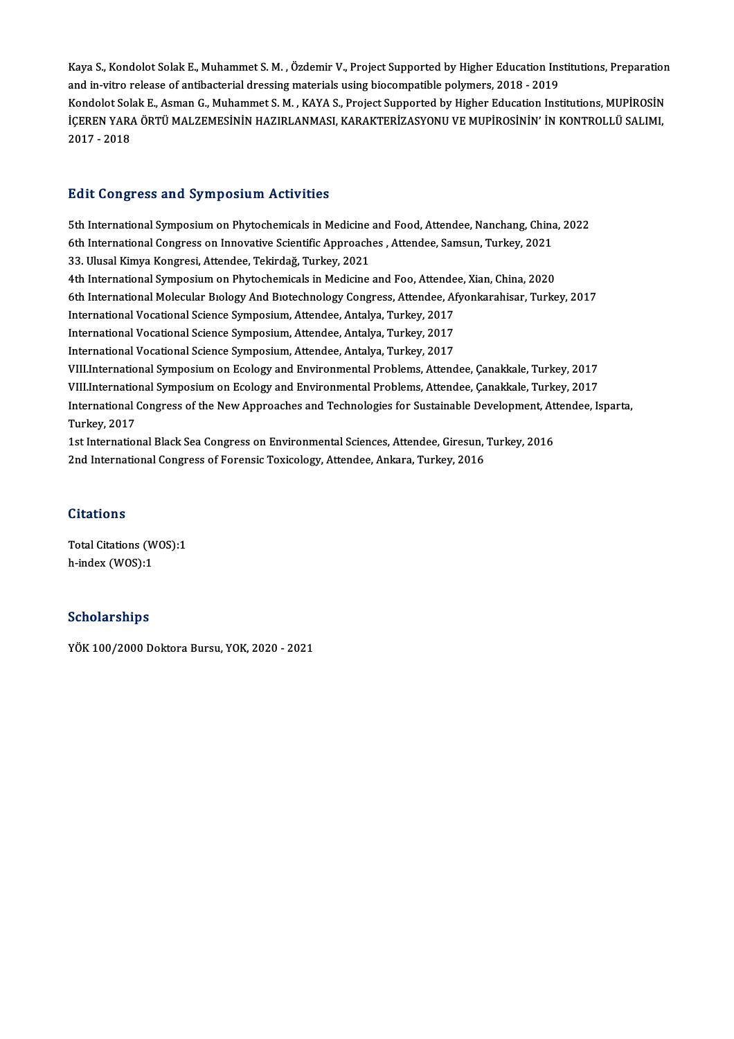Kaya S., Kondolot Solak E., Muhammet S. M. , Özdemir V., Project Supported by Higher Education Institutions, Preparation and in-vitro release of antibacterial dressing materials using biocompatible polymers, 2018 - 2019

Kondolot Solak E., Asman G., Muhammet S. M. , KAYA S., Project Supported by Higher Education Institutions, MUPİROSİN İÇEREN YARA ÖRTÜ MALZEMESİNİN HAZIRLANMASI, KARAKTERİZASYONU VE MUPİROSİNİN' İN KONTROLLÜ SALIMI, 2017 - 2018

## Edit Congress and Symposium Activities

5th International Symposium on Phytochemicals in Medicine and Food, Attendee, Nanchang, China, 2022

6th International Congress on Innovative Scientific Approaches , Attendee, Samsun, Turkey, 2021

33. Ulusal Kimya Kongresi, Attendee, Tekirdağ, Turkey, 2021

4th International Symposium on Phytochemicals in Medicine and Foo, Attendee, Xian, China, 2020

6th International Molecular Bıology And Bıotechnology Congress, Attendee, Afyonkarahisar, Turkey, 2017

International Vocational Science Symposium, Attendee, Antalya, Turkey, 2017

International Vocational Science Symposium, Attendee, Antalya, Turkey, 2017

International Vocational Science Symposium, Attendee, Antalya, Turkey, 2017

VIII.International Symposium on Ecology and Environmental Problems, Attendee, Çanakkale, Turkey, 2017

VIII.International Symposium on Ecology and Environmental Problems, Attendee, Çanakkale, Turkey, 2017

International Congress of the New Approaches and Technologies for Sustainable Development, Attendee, Isparta, Turkey, 2017

1st International Black Sea Congress on Environmental Sciences, Attendee, Giresun, Turkey, 2016

2nd International Congress of Forensic Toxicology, Attendee, Ankara, Turkey, 2016

## Citations

Total Citations (WOS):1

h-index (WOS):1

## Scholarships

YÖK 100/2000 Doktora Bursu, YOK, 2020 - 2021